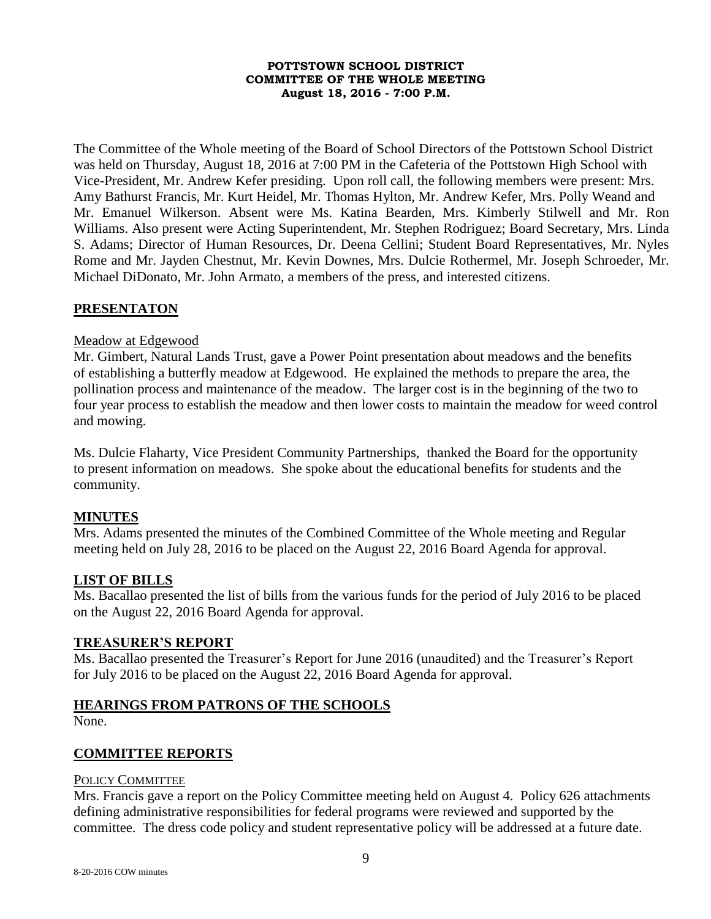**POTTSTOWN SCHOOL DISTRICT**
**COMMITTEE OF THE WHOLE MEETING**
**August 18, 2016 - 7:00 P.M.**

The Committee of the Whole meeting of the Board of School Directors of the Pottstown School District was held on Thursday, August 18, 2016 at 7:00 PM in the Cafeteria of the Pottstown High School with Vice-President, Mr. Andrew Kefer presiding. Upon roll call, the following members were present: Mrs. Amy Bathurst Francis, Mr. Kurt Heidel, Mr. Thomas Hylton, Mr. Andrew Kefer, Mrs. Polly Weand and Mr. Emanuel Wilkerson. Absent were Ms. Katina Bearden, Mrs. Kimberly Stilwell and Mr. Ron Williams. Also present were Acting Superintendent, Mr. Stephen Rodriguez; Board Secretary, Mrs. Linda S. Adams; Director of Human Resources, Dr. Deena Cellini; Student Board Representatives, Mr. Nyles Rome and Mr. Jayden Chestnut, Mr. Kevin Downes, Mrs. Dulcie Rothermel, Mr. Joseph Schroeder, Mr. Michael DiDonato, Mr. John Armato, a members of the press, and interested citizens.

## PRESENTATON

Meadow at Edgewood

Mr. Gimbert, Natural Lands Trust, gave a Power Point presentation about meadows and the benefits of establishing a butterfly meadow at Edgewood. He explained the methods to prepare the area, the pollination process and maintenance of the meadow. The larger cost is in the beginning of the two to four year process to establish the meadow and then lower costs to maintain the meadow for weed control and mowing.

Ms. Dulcie Flaharty, Vice President Community Partnerships, thanked the Board for the opportunity to present information on meadows. She spoke about the educational benefits for students and the community.

## MINUTES

Mrs. Adams presented the minutes of the Combined Committee of the Whole meeting and Regular meeting held on July 28, 2016 to be placed on the August 22, 2016 Board Agenda for approval.

## LIST OF BILLS

Ms. Bacallao presented the list of bills from the various funds for the period of July 2016 to be placed on the August 22, 2016 Board Agenda for approval.

## TREASURER'S REPORT

Ms. Bacallao presented the Treasurer's Report for June 2016 (unaudited) and the Treasurer's Report for July 2016 to be placed on the August 22, 2016 Board Agenda for approval.

## HEARINGS FROM PATRONS OF THE SCHOOLS

None.

## COMMITTEE REPORTS

### POLICY COMMITTEE

Mrs. Francis gave a report on the Policy Committee meeting held on August 4. Policy 626 attachments defining administrative responsibilities for federal programs were reviewed and supported by the committee. The dress code policy and student representative policy will be addressed at a future date.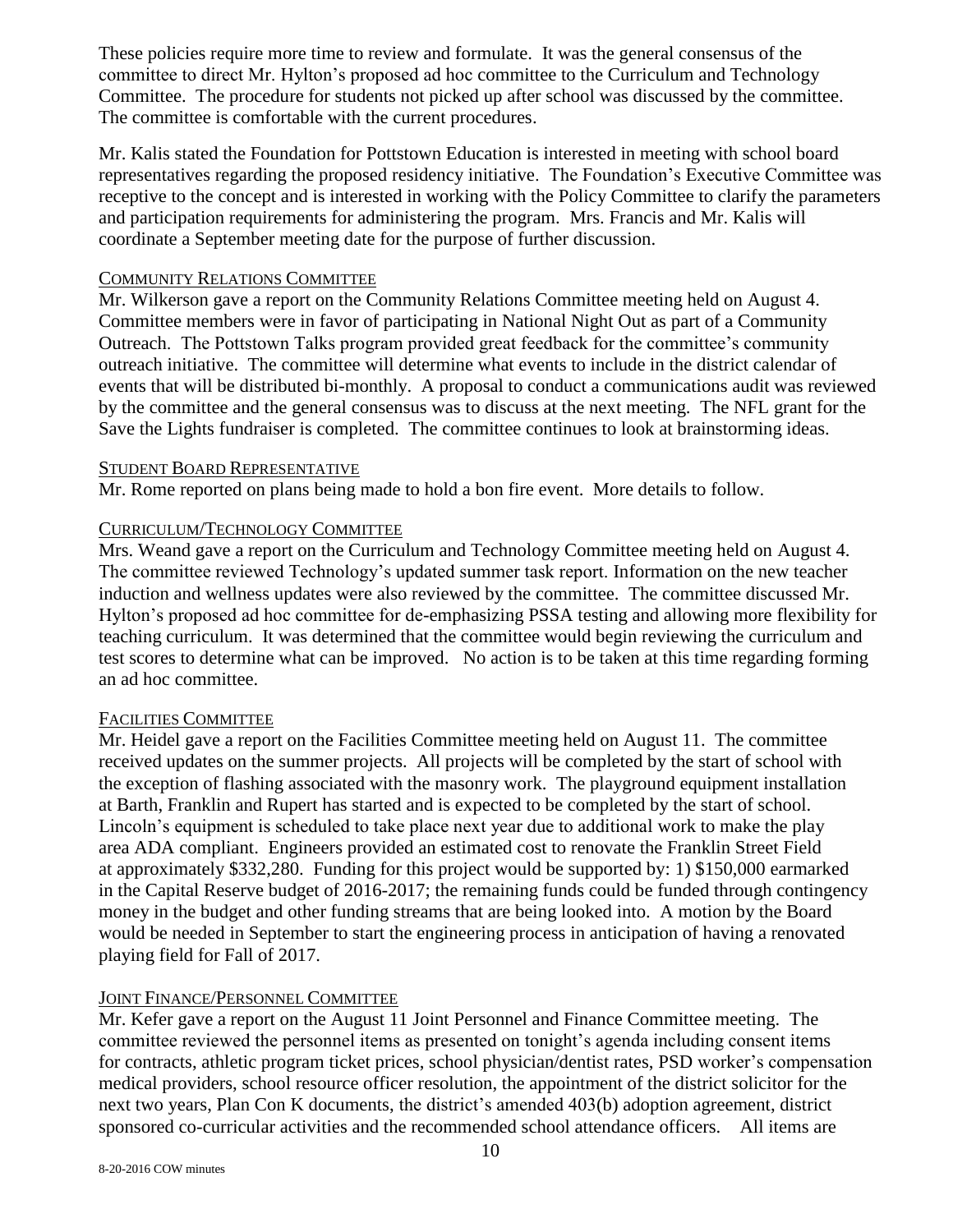These policies require more time to review and formulate. It was the general consensus of the committee to direct Mr. Hylton's proposed ad hoc committee to the Curriculum and Technology Committee. The procedure for students not picked up after school was discussed by the committee. The committee is comfortable with the current procedures.

Mr. Kalis stated the Foundation for Pottstown Education is interested in meeting with school board representatives regarding the proposed residency initiative. The Foundation's Executive Committee was receptive to the concept and is interested in working with the Policy Committee to clarify the parameters and participation requirements for administering the program. Mrs. Francis and Mr. Kalis will coordinate a September meeting date for the purpose of further discussion.

COMMUNITY RELATIONS COMMITTEE

Mr. Wilkerson gave a report on the Community Relations Committee meeting held on August 4. Committee members were in favor of participating in National Night Out as part of a Community Outreach. The Pottstown Talks program provided great feedback for the committee's community outreach initiative. The committee will determine what events to include in the district calendar of events that will be distributed bi-monthly. A proposal to conduct a communications audit was reviewed by the committee and the general consensus was to discuss at the next meeting. The NFL grant for the Save the Lights fundraiser is completed. The committee continues to look at brainstorming ideas.

STUDENT BOARD REPRESENTATIVE

Mr. Rome reported on plans being made to hold a bon fire event. More details to follow.

CURRICULUM/TECHNOLOGY COMMITTEE

Mrs. Weand gave a report on the Curriculum and Technology Committee meeting held on August 4. The committee reviewed Technology's updated summer task report. Information on the new teacher induction and wellness updates were also reviewed by the committee. The committee discussed Mr. Hylton's proposed ad hoc committee for de-emphasizing PSSA testing and allowing more flexibility for teaching curriculum. It was determined that the committee would begin reviewing the curriculum and test scores to determine what can be improved. No action is to be taken at this time regarding forming an ad hoc committee.

FACILITIES COMMITTEE

Mr. Heidel gave a report on the Facilities Committee meeting held on August 11. The committee received updates on the summer projects. All projects will be completed by the start of school with the exception of flashing associated with the masonry work. The playground equipment installation at Barth, Franklin and Rupert has started and is expected to be completed by the start of school. Lincoln's equipment is scheduled to take place next year due to additional work to make the play area ADA compliant. Engineers provided an estimated cost to renovate the Franklin Street Field at approximately $332,280. Funding for this project would be supported by: 1) $150,000 earmarked in the Capital Reserve budget of 2016-2017; the remaining funds could be funded through contingency money in the budget and other funding streams that are being looked into. A motion by the Board would be needed in September to start the engineering process in anticipation of having a renovated playing field for Fall of 2017.

JOINT FINANCE/PERSONNEL COMMITTEE

Mr. Kefer gave a report on the August 11 Joint Personnel and Finance Committee meeting. The committee reviewed the personnel items as presented on tonight's agenda including consent items for contracts, athletic program ticket prices, school physician/dentist rates, PSD worker's compensation medical providers, school resource officer resolution, the appointment of the district solicitor for the next two years, Plan Con K documents, the district's amended 403(b) adoption agreement, district sponsored co-curricular activities and the recommended school attendance officers. All items are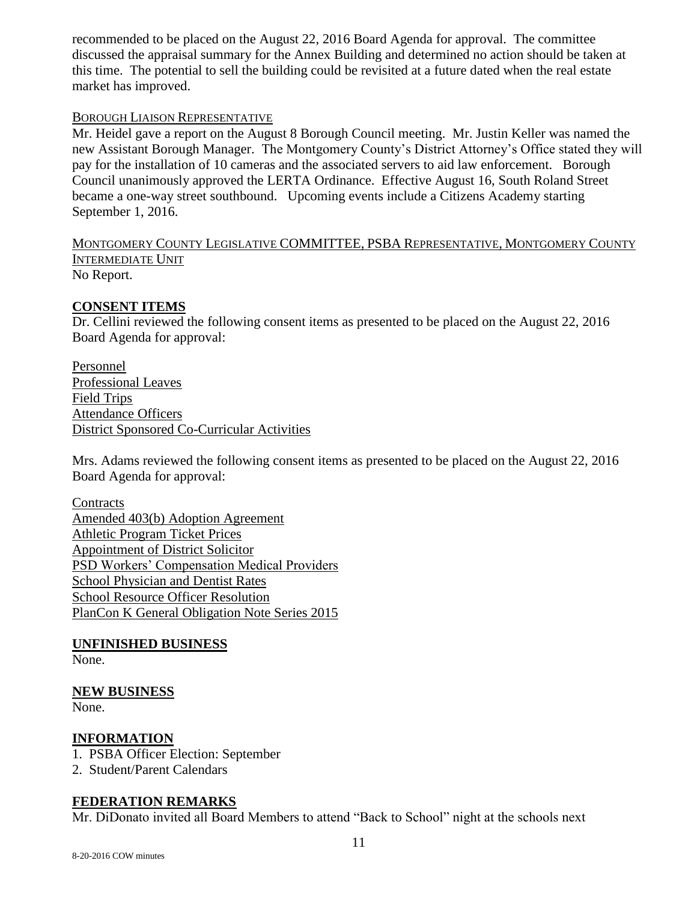recommended to be placed on the August 22, 2016 Board Agenda for approval. The committee discussed the appraisal summary for the Annex Building and determined no action should be taken at this time. The potential to sell the building could be revisited at a future dated when the real estate market has improved.

BOROUGH LIAISON REPRESENTATIVE

Mr. Heidel gave a report on the August 8 Borough Council meeting. Mr. Justin Keller was named the new Assistant Borough Manager. The Montgomery County's District Attorney's Office stated they will pay for the installation of 10 cameras and the associated servers to aid law enforcement. Borough Council unanimously approved the LERTA Ordinance. Effective August 16, South Roland Street became a one-way street southbound. Upcoming events include a Citizens Academy starting September 1, 2016.

MONTGOMERY COUNTY LEGISLATIVE COMMITTEE, PSBA REPRESENTATIVE, MONTGOMERY COUNTY INTERMEDIATE UNIT

No Report.

## CONSENT ITEMS

Dr. Cellini reviewed the following consent items as presented to be placed on the August 22, 2016 Board Agenda for approval:

Personnel
Professional Leaves
Field Trips
Attendance Officers
District Sponsored Co-Curricular Activities

Mrs. Adams reviewed the following consent items as presented to be placed on the August 22, 2016 Board Agenda for approval:

Contracts
Amended 403(b) Adoption Agreement
Athletic Program Ticket Prices
Appointment of District Solicitor
PSD Workers' Compensation Medical Providers
School Physician and Dentist Rates
School Resource Officer Resolution
PlanCon K General Obligation Note Series 2015

## UNFINISHED BUSINESS

None.

## NEW BUSINESS

None.

## INFORMATION

1. PSBA Officer Election: September
2. Student/Parent Calendars

## FEDERATION REMARKS

Mr. DiDonato invited all Board Members to attend "Back to School" night at the schools next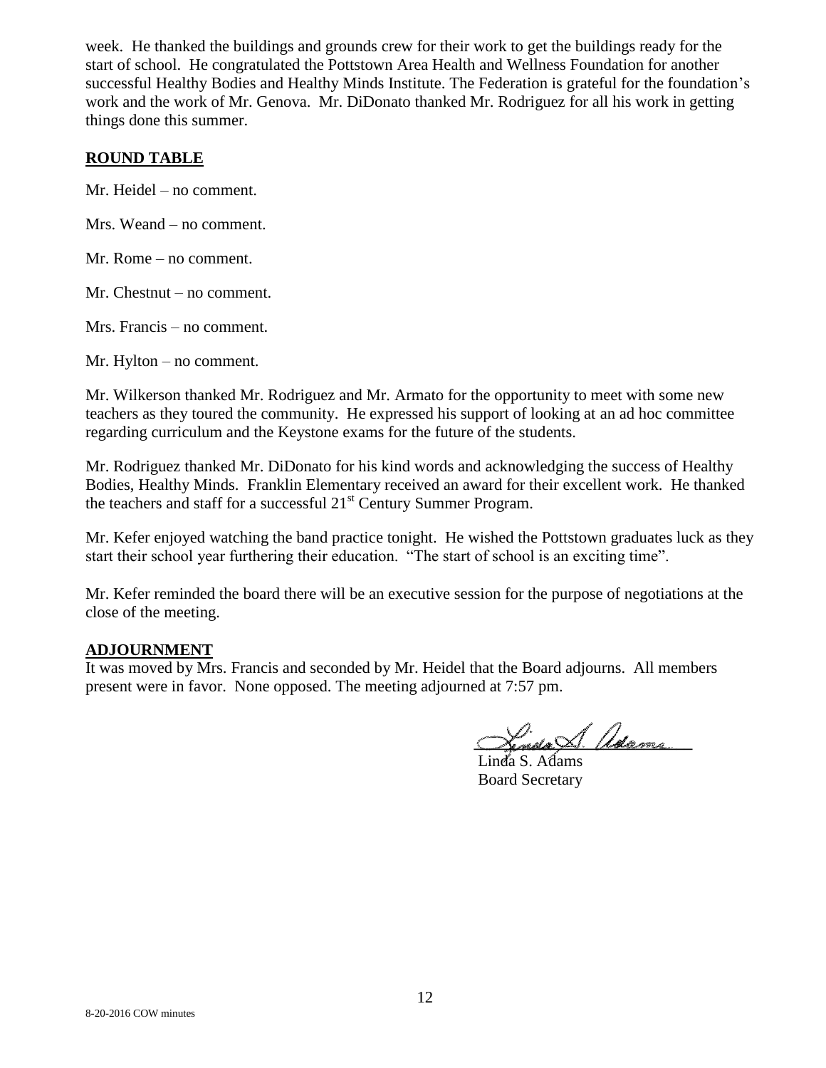week. He thanked the buildings and grounds crew for their work to get the buildings ready for the start of school. He congratulated the Pottstown Area Health and Wellness Foundation for another successful Healthy Bodies and Healthy Minds Institute. The Federation is grateful for the foundation's work and the work of Mr. Genova. Mr. DiDonato thanked Mr. Rodriguez for all his work in getting things done this summer.

## ROUND TABLE

Mr. Heidel – no comment.

Mrs. Weand – no comment.

Mr. Rome – no comment.

Mr. Chestnut – no comment.

Mrs. Francis – no comment.

Mr. Hylton – no comment.

Mr. Wilkerson thanked Mr. Rodriguez and Mr. Armato for the opportunity to meet with some new teachers as they toured the community. He expressed his support of looking at an ad hoc committee regarding curriculum and the Keystone exams for the future of the students.

Mr. Rodriguez thanked Mr. DiDonato for his kind words and acknowledging the success of Healthy Bodies, Healthy Minds. Franklin Elementary received an award for their excellent work. He thanked the teachers and staff for a successful 21st Century Summer Program.

Mr. Kefer enjoyed watching the band practice tonight. He wished the Pottstown graduates luck as they start their school year furthering their education. "The start of school is an exciting time".

Mr. Kefer reminded the board there will be an executive session for the purpose of negotiations at the close of the meeting.

## ADJOURNMENT

It was moved by Mrs. Francis and seconded by Mr. Heidel that the Board adjourns. All members present were in favor. None opposed. The meeting adjourned at 7:57 pm.

Linda S. Adams
Board Secretary

8-20-2016 COW minutes